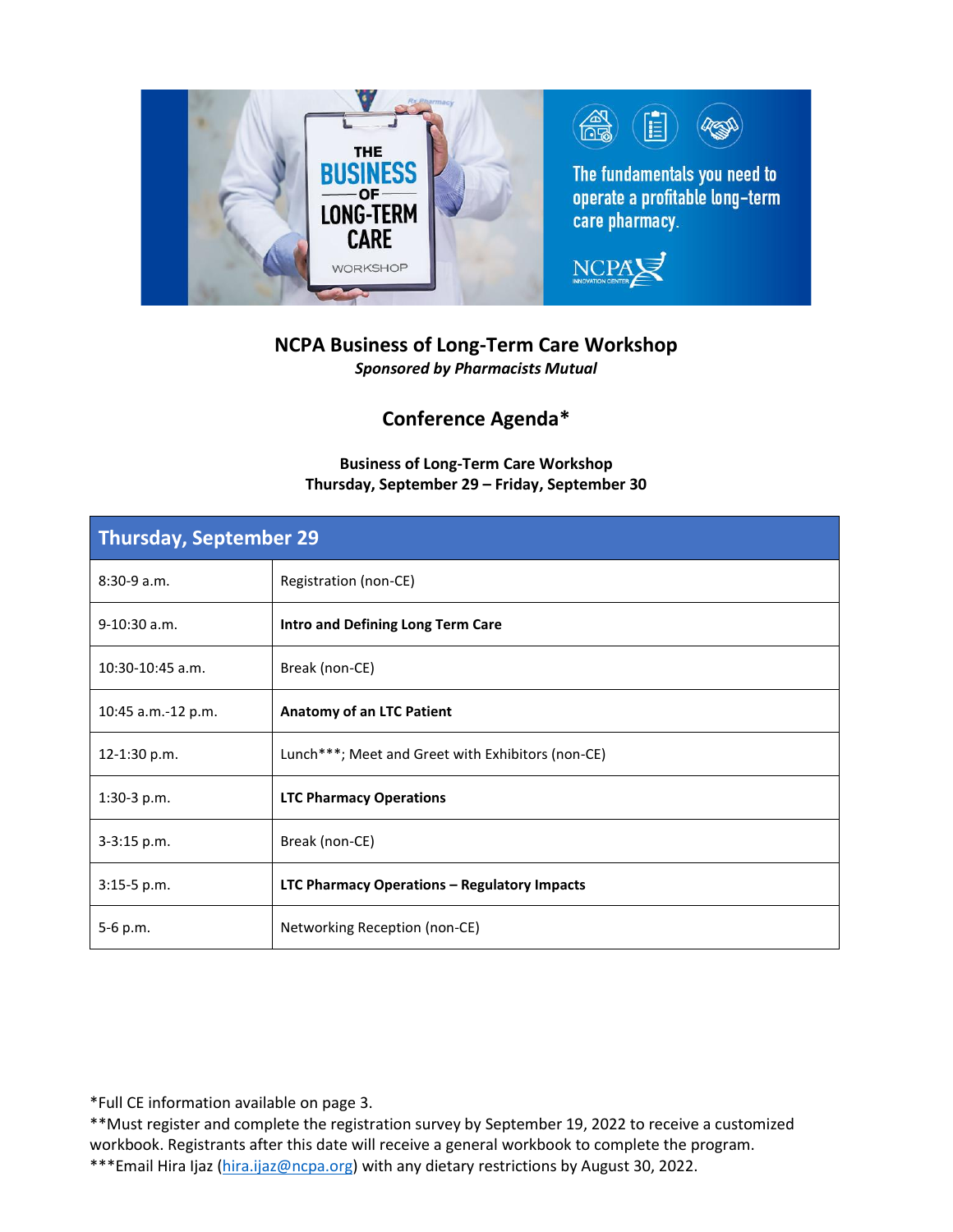# NCPA Business of Long-Term Care Workshop

***Sponsored by Pharmacists Mutual***

## Conference Agenda*

**Business of Long-Term Care Workshop**
**Thursday, September 29 – Friday, September 30**

| Thursday, September 29 | |
|---|---|
| 8:30-9 a.m. | Registration (non-CE) |
| 9-10:30 a.m. | **Intro and Defining Long Term Care** |
| 10:30-10:45 a.m. | Break (non-CE) |
| 10:45 a.m.-12 p.m. | **Anatomy of an LTC Patient** |
| 12-1:30 p.m. | Lunch***; Meet and Greet with Exhibitors (non-CE) |
| 1:30-3 p.m. | **LTC Pharmacy Operations** |
| 3-3:15 p.m. | Break (non-CE) |
| 3:15-5 p.m. | **LTC Pharmacy Operations – Regulatory Impacts** |
| 5-6 p.m. | Networking Reception (non-CE) |

*Full CE information available on page 3.
**Must register and complete the registration survey by September 19, 2022 to receive a customized workbook. Registrants after this date will receive a general workbook to complete the program.
***Email Hira Ijaz (hira.ijaz@ncpa.org) with any dietary restrictions by August 30, 2022.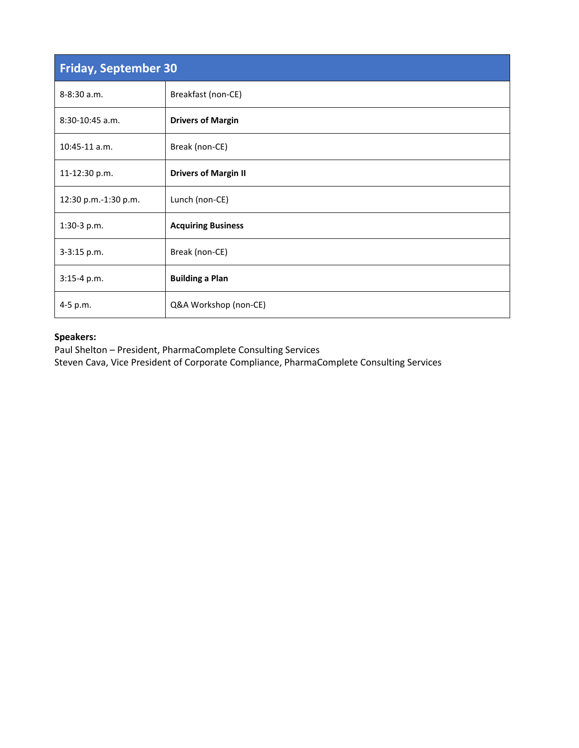| Friday, September 30 | |
|---|---|
| 8-8:30 a.m. | Breakfast (non-CE) |
| 8:30-10:45 a.m. | **Drivers of Margin** |
| 10:45-11 a.m. | Break (non-CE) |
| 11-12:30 p.m. | **Drivers of Margin II** |
| 12:30 p.m.-1:30 p.m. | Lunch (non-CE) |
| 1:30-3 p.m. | **Acquiring Business** |
| 3-3:15 p.m. | Break (non-CE) |
| 3:15-4 p.m. | **Building a Plan** |
| 4-5 p.m. | Q&A Workshop (non-CE) |

**Speakers:**
Paul Shelton – President, PharmaComplete Consulting Services
Steven Cava, Vice President of Corporate Compliance, PharmaComplete Consulting Services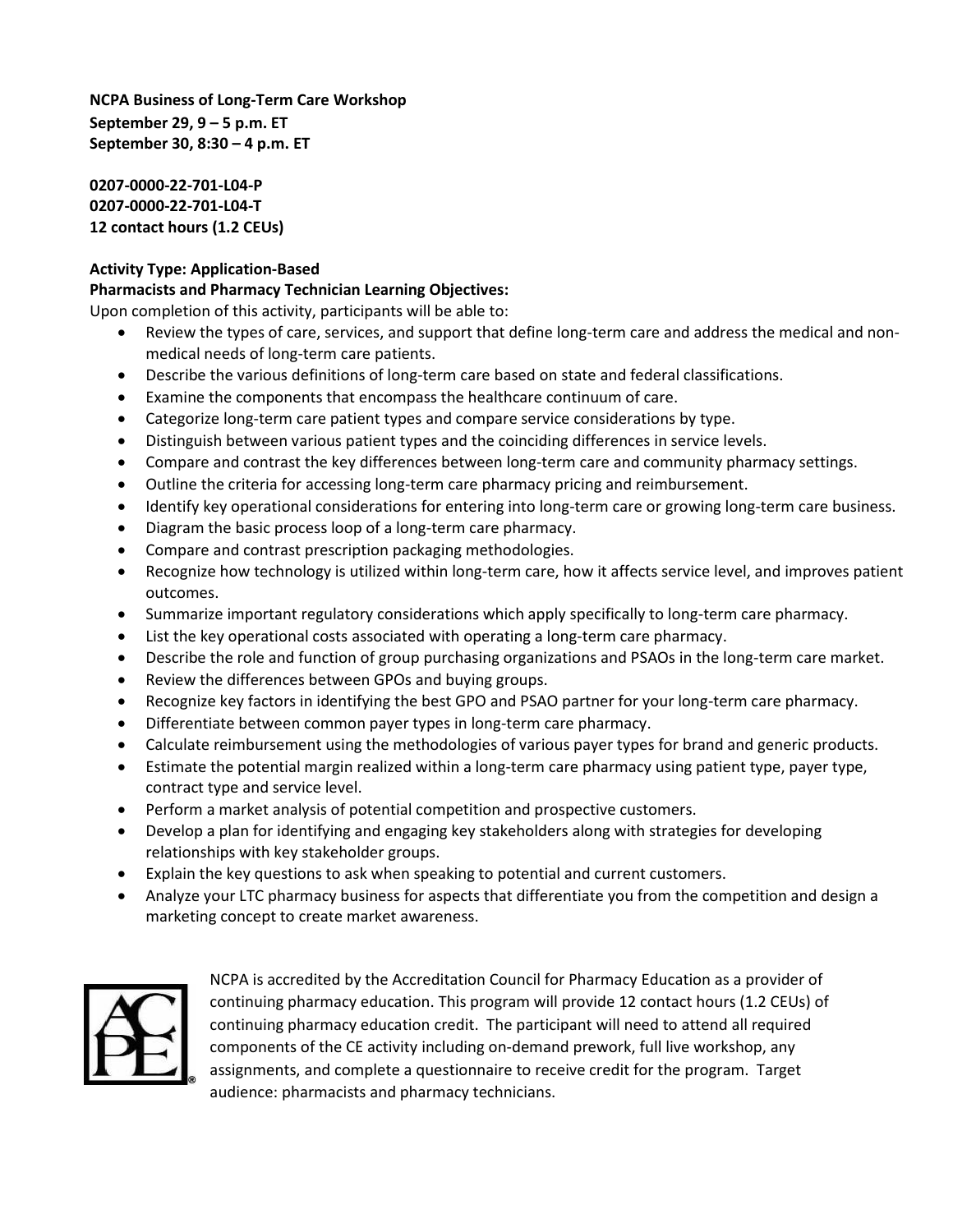**NCPA Business of Long-Term Care Workshop**
**September 29, 9 – 5 p.m. ET**
**September 30, 8:30 – 4 p.m. ET**

**0207-0000-22-701-L04-P**
**0207-0000-22-701-L04-T**
**12 contact hours (1.2 CEUs)**

**Activity Type: Application-Based**
**Pharmacists and Pharmacy Technician Learning Objectives:**
Upon completion of this activity, participants will be able to:

- Review the types of care, services, and support that define long-term care and address the medical and non-medical needs of long-term care patients.
- Describe the various definitions of long-term care based on state and federal classifications.
- Examine the components that encompass the healthcare continuum of care.
- Categorize long-term care patient types and compare service considerations by type.
- Distinguish between various patient types and the coinciding differences in service levels.
- Compare and contrast the key differences between long-term care and community pharmacy settings.
- Outline the criteria for accessing long-term care pharmacy pricing and reimbursement.
- Identify key operational considerations for entering into long-term care or growing long-term care business.
- Diagram the basic process loop of a long-term care pharmacy.
- Compare and contrast prescription packaging methodologies.
- Recognize how technology is utilized within long-term care, how it affects service level, and improves patient outcomes.
- Summarize important regulatory considerations which apply specifically to long-term care pharmacy.
- List the key operational costs associated with operating a long-term care pharmacy.
- Describe the role and function of group purchasing organizations and PSAOs in the long-term care market.
- Review the differences between GPOs and buying groups.
- Recognize key factors in identifying the best GPO and PSAO partner for your long-term care pharmacy.
- Differentiate between common payer types in long-term care pharmacy.
- Calculate reimbursement using the methodologies of various payer types for brand and generic products.
- Estimate the potential margin realized within a long-term care pharmacy using patient type, payer type, contract type and service level.
- Perform a market analysis of potential competition and prospective customers.
- Develop a plan for identifying and engaging key stakeholders along with strategies for developing relationships with key stakeholder groups.
- Explain the key questions to ask when speaking to potential and current customers.
- Analyze your LTC pharmacy business for aspects that differentiate you from the competition and design a marketing concept to create market awareness.

NCPA is accredited by the Accreditation Council for Pharmacy Education as a provider of continuing pharmacy education. This program will provide 12 contact hours (1.2 CEUs) of continuing pharmacy education credit. The participant will need to attend all required components of the CE activity including on-demand prework, full live workshop, any assignments, and complete a questionnaire to receive credit for the program. Target audience: pharmacists and pharmacy technicians.